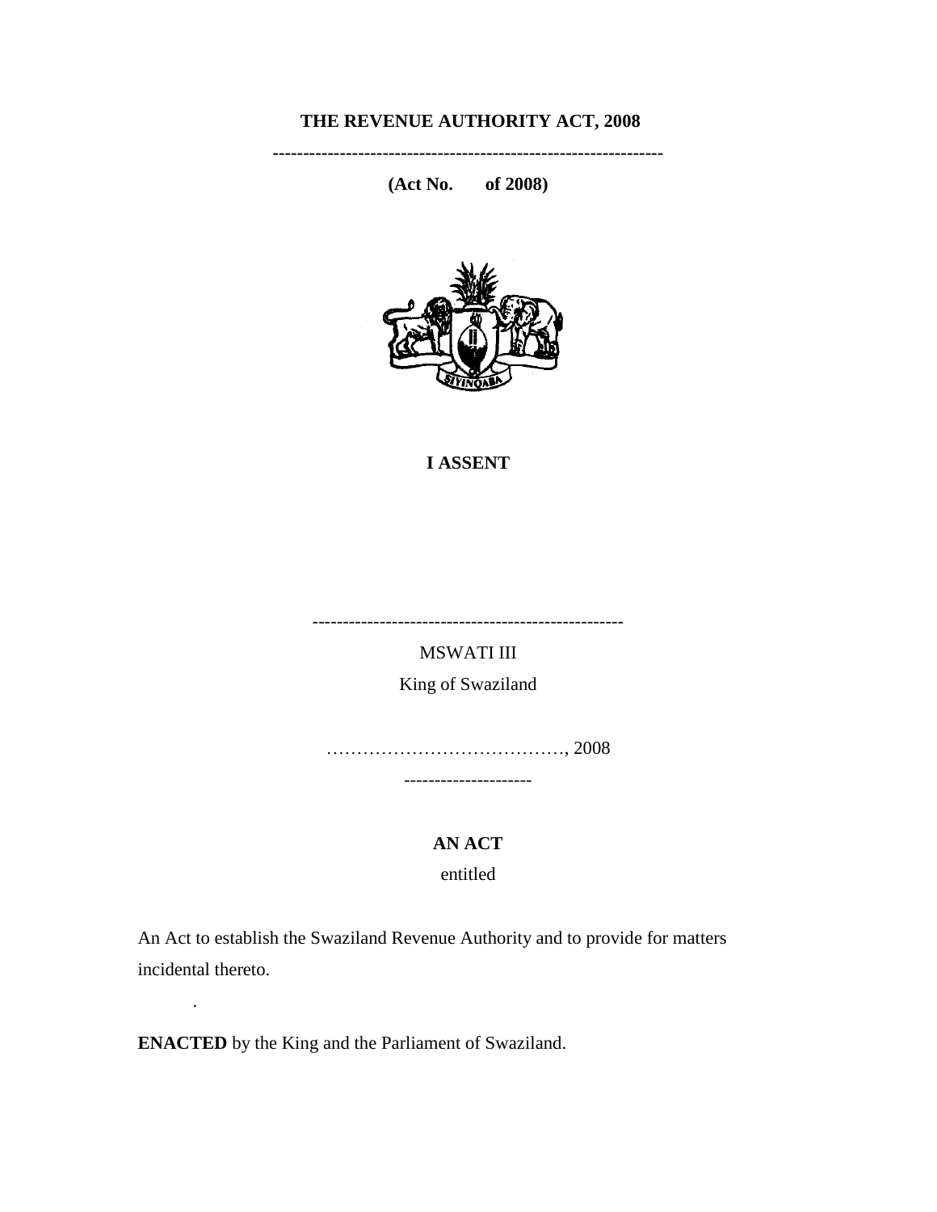# THE REVENUE AUTHORITY ACT, 2008

----------------------------------------------------------------

**(Act No. of 2008)**

**I ASSENT**

---------------------------------------------------

MSWATI III

King of Swaziland

…………………………………., 2008

---------------------

**AN ACT**

entitled

An Act to establish the Swaziland Revenue Authority and to provide for matters incidental thereto.

.

**ENACTED** by the King and the Parliament of Swaziland.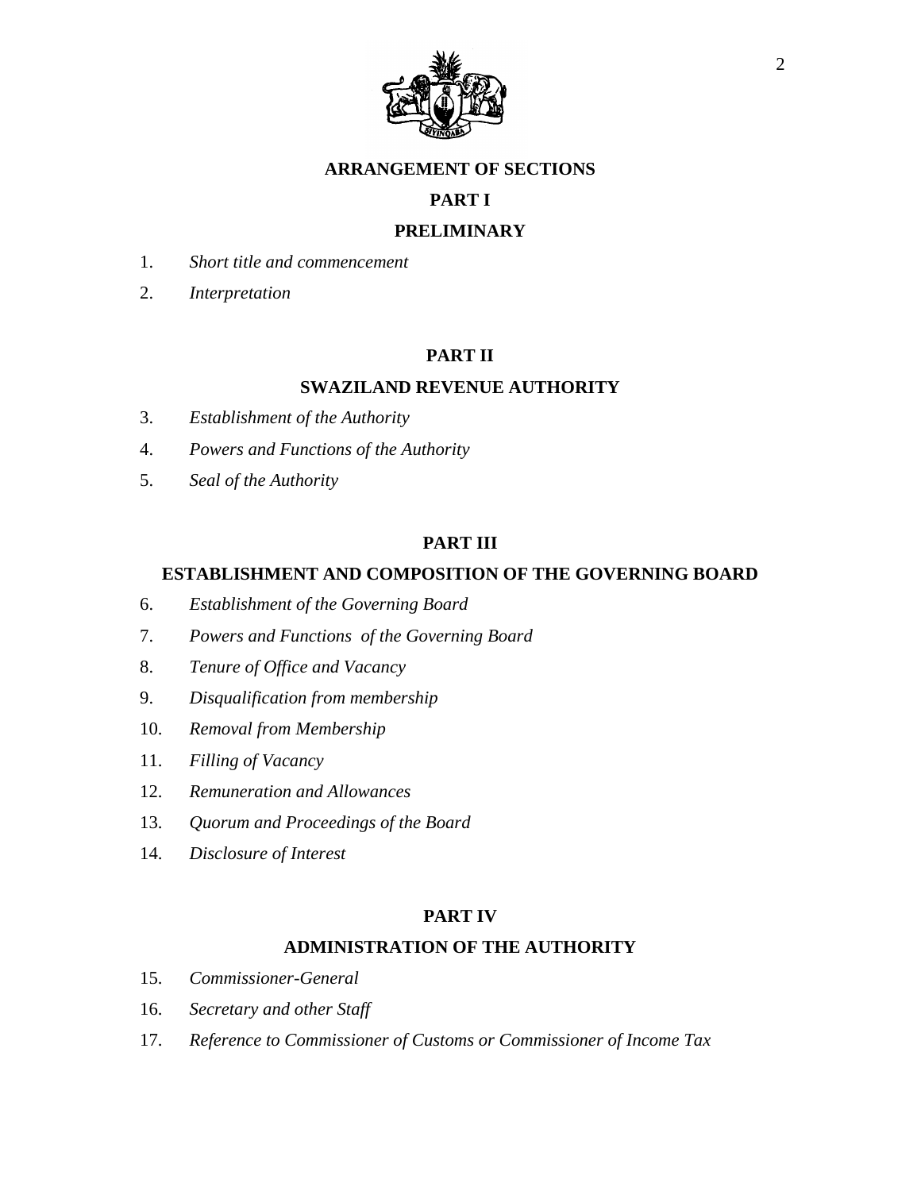## ARRANGEMENT OF SECTIONS

### PART I

### PRELIMINARY

1. *Short title and commencement*
2. *Interpretation*

### PART II

### SWAZILAND REVENUE AUTHORITY

3. *Establishment of the Authority*
4. *Powers and Functions of the Authority*
5. *Seal of the Authority*

### PART III

### ESTABLISHMENT AND COMPOSITION OF THE GOVERNING BOARD

6. *Establishment of the Governing Board*
7. *Powers and Functions of the Governing Board*
8. *Tenure of Office and Vacancy*
9. *Disqualification from membership*
10. *Removal from Membership*
11. *Filling of Vacancy*
12. *Remuneration and Allowances*
13. *Quorum and Proceedings of the Board*
14. *Disclosure of Interest*

### PART IV

### ADMINISTRATION OF THE AUTHORITY

15. *Commissioner-General*
16. *Secretary and other Staff*
17. *Reference to Commissioner of Customs or Commissioner of Income Tax*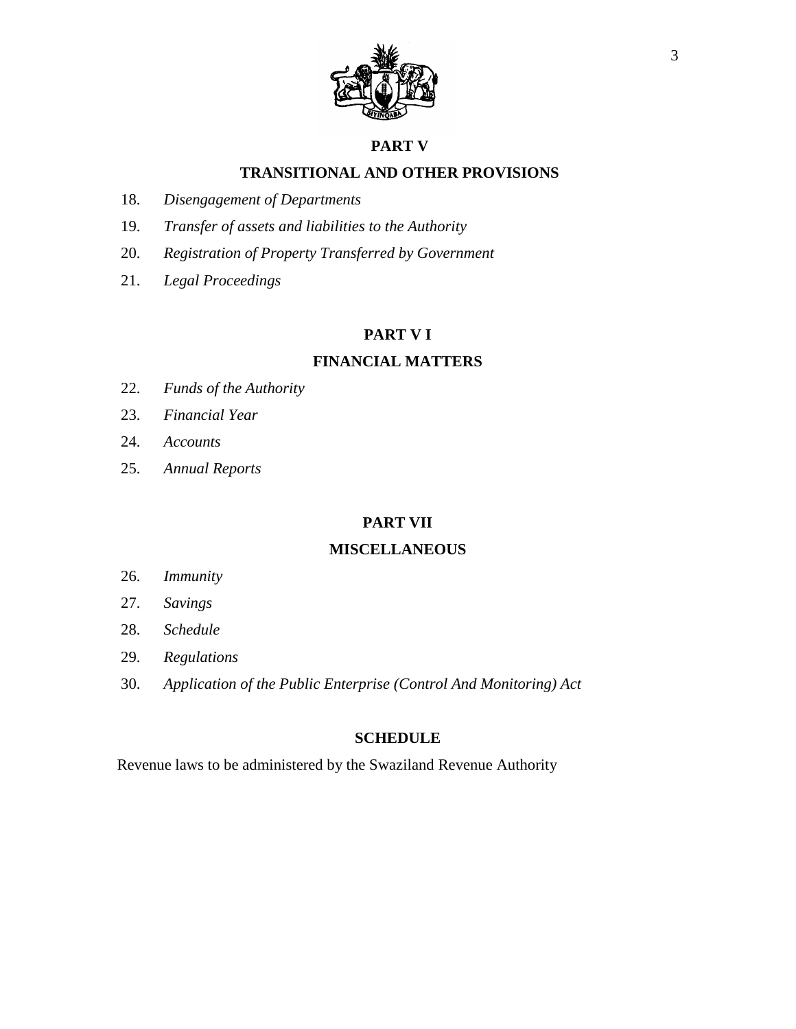## PART V

## TRANSITIONAL AND OTHER PROVISIONS

18. *Disengagement of Departments*
19. *Transfer of assets and liabilities to the Authority*
20. *Registration of Property Transferred by Government*
21. *Legal Proceedings*

## PART V I

## FINANCIAL MATTERS

22. *Funds of the Authority*
23. *Financial Year*
24. *Accounts*
25. *Annual Reports*

## PART VII

## MISCELLANEOUS

26. *Immunity*
27. *Savings*
28. *Schedule*
29. *Regulations*
30. *Application of the Public Enterprise (Control And Monitoring) Act*

## SCHEDULE

Revenue laws to be administered by the Swaziland Revenue Authority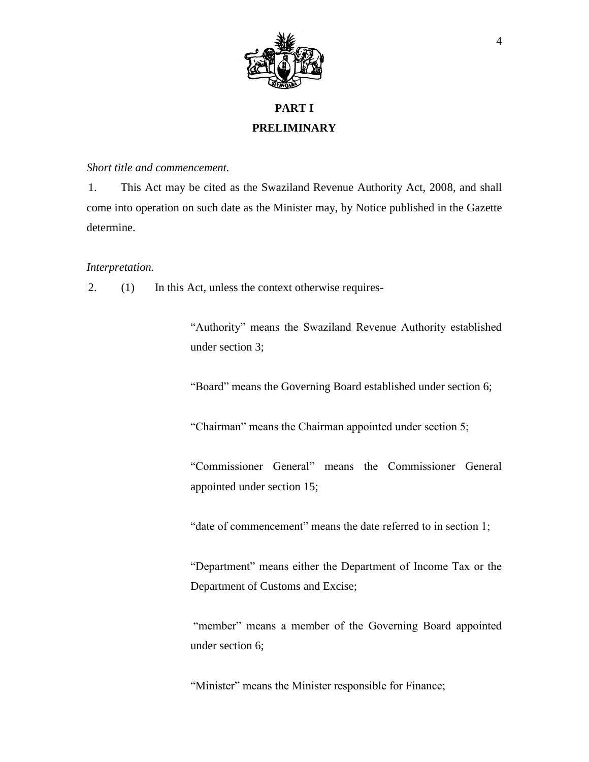# PART I
## PRELIMINARY

*Short title and commencement.*

1. This Act may be cited as the Swaziland Revenue Authority Act, 2008, and shall come into operation on such date as the Minister may, by Notice published in the Gazette determine.

*Interpretation.*

2. (1) In this Act, unless the context otherwise requires-

"Authority" means the Swaziland Revenue Authority established under section 3;

"Board" means the Governing Board established under section 6;

"Chairman" means the Chairman appointed under section 5;

"Commissioner General" means the Commissioner General appointed under section 15;

"date of commencement" means the date referred to in section 1;

"Department" means either the Department of Income Tax or the Department of Customs and Excise;

"member" means a member of the Governing Board appointed under section 6;

"Minister" means the Minister responsible for Finance;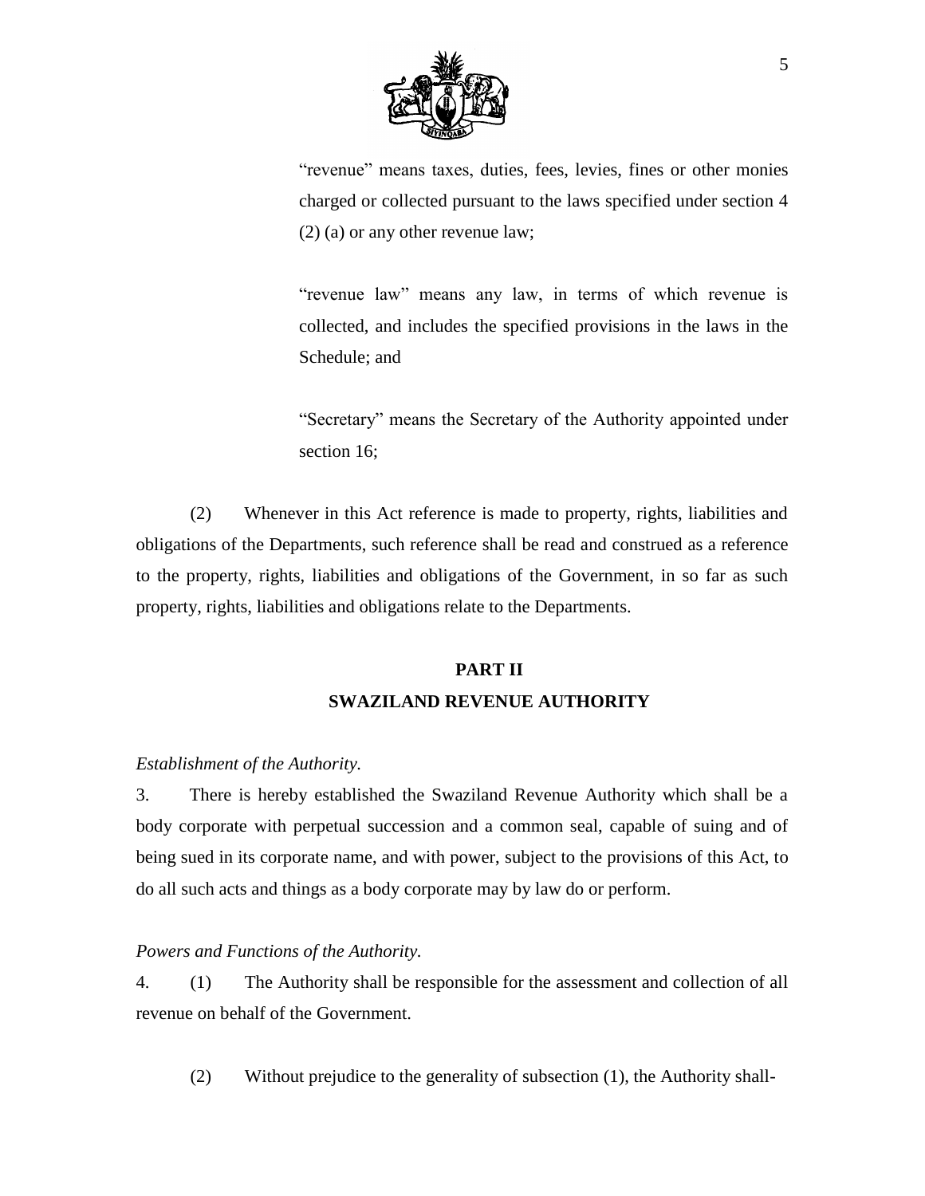"revenue" means taxes, duties, fees, levies, fines or other monies charged or collected pursuant to the laws specified under section 4 (2) (a) or any other revenue law;

"revenue law" means any law, in terms of which revenue is collected, and includes the specified provisions in the laws in the Schedule; and

"Secretary" means the Secretary of the Authority appointed under section 16;

(2) Whenever in this Act reference is made to property, rights, liabilities and obligations of the Departments, such reference shall be read and construed as a reference to the property, rights, liabilities and obligations of the Government, in so far as such property, rights, liabilities and obligations relate to the Departments.

## PART II
## SWAZILAND REVENUE AUTHORITY

*Establishment of the Authority.*

3. There is hereby established the Swaziland Revenue Authority which shall be a body corporate with perpetual succession and a common seal, capable of suing and of being sued in its corporate name, and with power, subject to the provisions of this Act, to do all such acts and things as a body corporate may by law do or perform.

*Powers and Functions of the Authority.*

4. (1) The Authority shall be responsible for the assessment and collection of all revenue on behalf of the Government.

(2) Without prejudice to the generality of subsection (1), the Authority shall-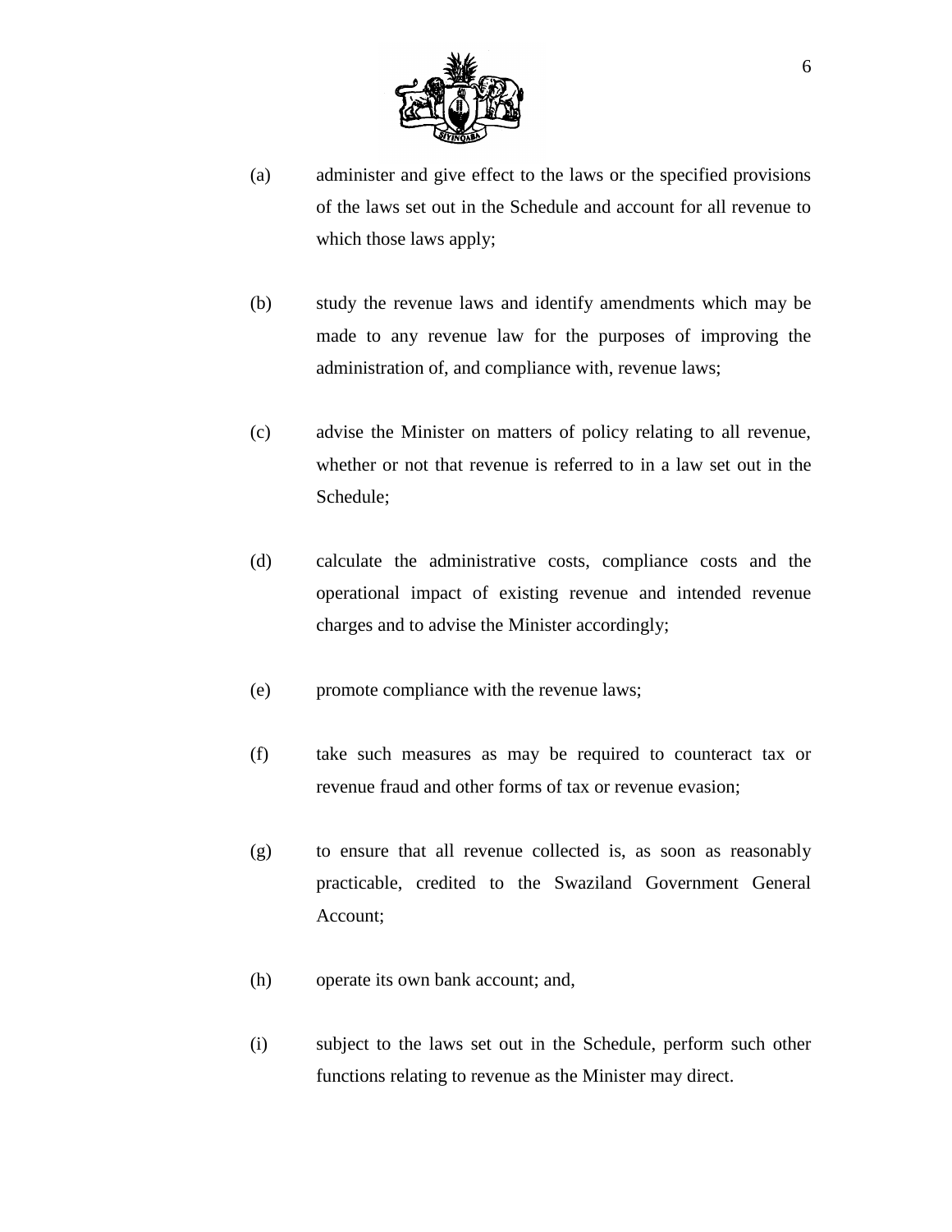(a) administer and give effect to the laws or the specified provisions of the laws set out in the Schedule and account for all revenue to which those laws apply;

(b) study the revenue laws and identify amendments which may be made to any revenue law for the purposes of improving the administration of, and compliance with, revenue laws;

(c) advise the Minister on matters of policy relating to all revenue, whether or not that revenue is referred to in a law set out in the Schedule;

(d) calculate the administrative costs, compliance costs and the operational impact of existing revenue and intended revenue charges and to advise the Minister accordingly;

(e) promote compliance with the revenue laws;

(f) take such measures as may be required to counteract tax or revenue fraud and other forms of tax or revenue evasion;

(g) to ensure that all revenue collected is, as soon as reasonably practicable, credited to the Swaziland Government General Account;

(h) operate its own bank account; and,

(i) subject to the laws set out in the Schedule, perform such other functions relating to revenue as the Minister may direct.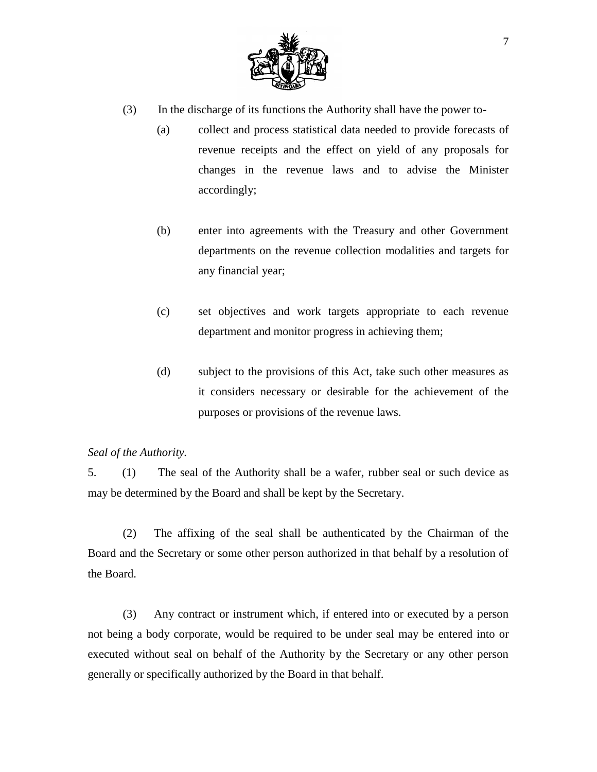(3) In the discharge of its functions the Authority shall have the power to-

(a) collect and process statistical data needed to provide forecasts of revenue receipts and the effect on yield of any proposals for changes in the revenue laws and to advise the Minister accordingly;

(b) enter into agreements with the Treasury and other Government departments on the revenue collection modalities and targets for any financial year;

(c) set objectives and work targets appropriate to each revenue department and monitor progress in achieving them;

(d) subject to the provisions of this Act, take such other measures as it considers necessary or desirable for the achievement of the purposes or provisions of the revenue laws.

*Seal of the Authority.*

5. (1) The seal of the Authority shall be a wafer, rubber seal or such device as may be determined by the Board and shall be kept by the Secretary.

(2) The affixing of the seal shall be authenticated by the Chairman of the Board and the Secretary or some other person authorized in that behalf by a resolution of the Board.

(3) Any contract or instrument which, if entered into or executed by a person not being a body corporate, would be required to be under seal may be entered into or executed without seal on behalf of the Authority by the Secretary or any other person generally or specifically authorized by the Board in that behalf.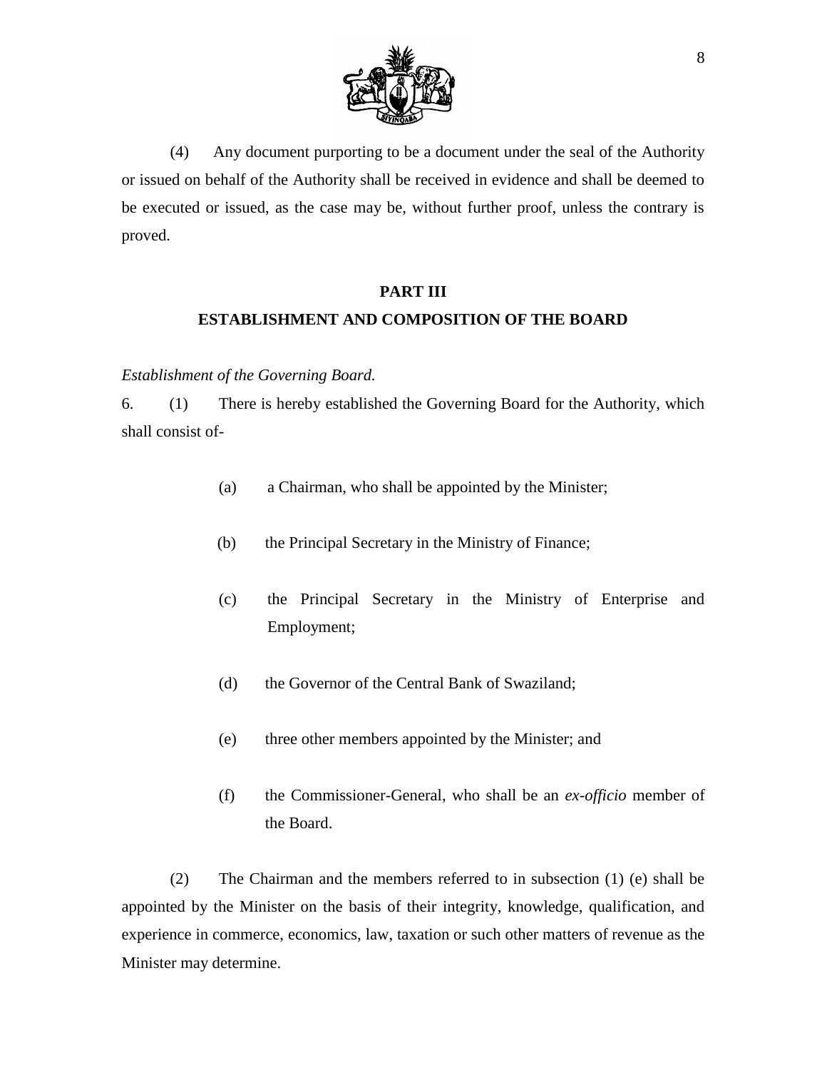(4) Any document purporting to be a document under the seal of the Authority or issued on behalf of the Authority shall be received in evidence and shall be deemed to be executed or issued, as the case may be, without further proof, unless the contrary is proved.

## PART III
## ESTABLISHMENT AND COMPOSITION OF THE BOARD

*Establishment of the Governing Board.*

6. (1) There is hereby established the Governing Board for the Authority, which shall consist of-

(a) a Chairman, who shall be appointed by the Minister;

(b) the Principal Secretary in the Ministry of Finance;

(c) the Principal Secretary in the Ministry of Enterprise and Employment;

(d) the Governor of the Central Bank of Swaziland;

(e) three other members appointed by the Minister; and

(f) the Commissioner-General, who shall be an *ex-officio* member of the Board.

(2) The Chairman and the members referred to in subsection (1) (e) shall be appointed by the Minister on the basis of their integrity, knowledge, qualification, and experience in commerce, economics, law, taxation or such other matters of revenue as the Minister may determine.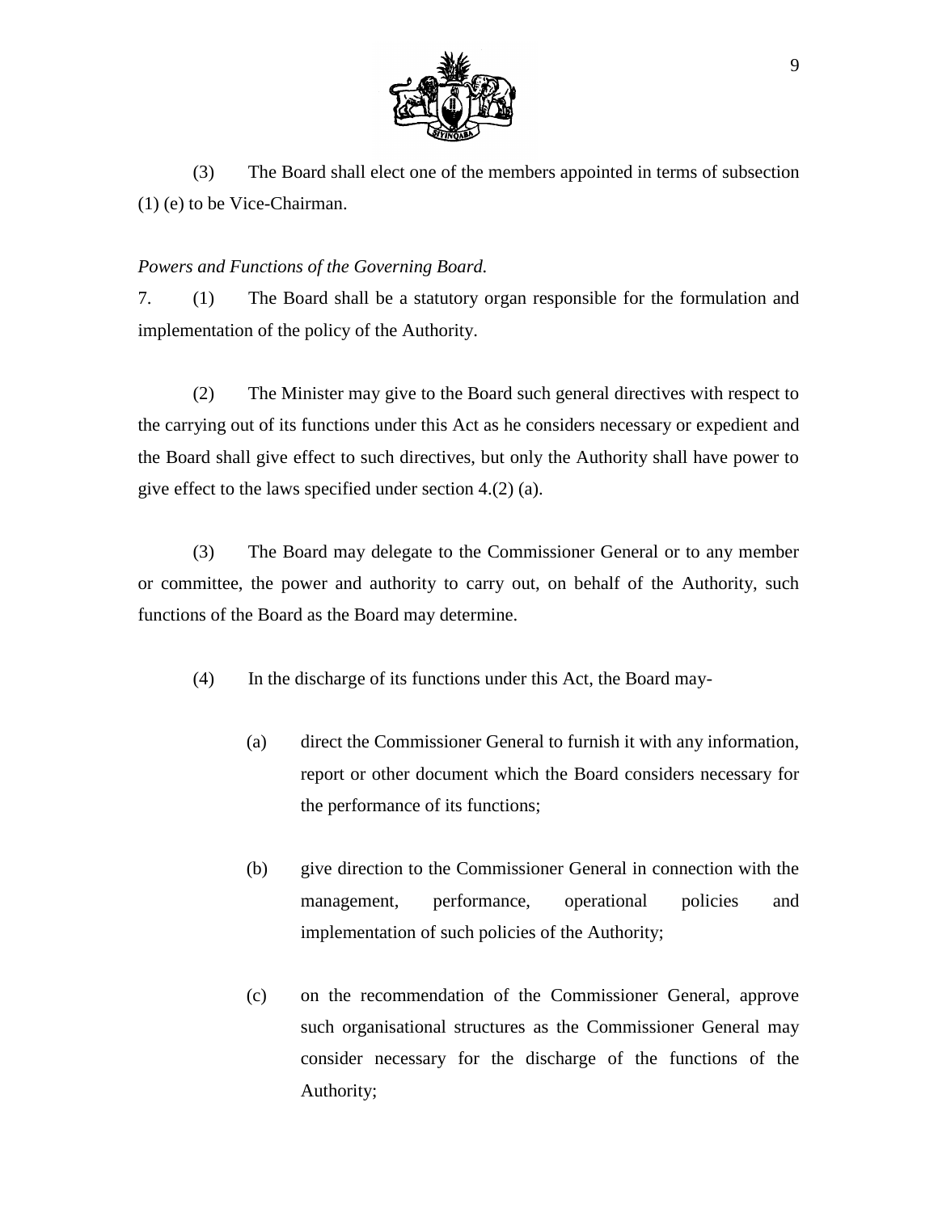(3) The Board shall elect one of the members appointed in terms of subsection (1) (e) to be Vice-Chairman.

*Powers and Functions of the Governing Board.*

7. (1) The Board shall be a statutory organ responsible for the formulation and implementation of the policy of the Authority.

(2) The Minister may give to the Board such general directives with respect to the carrying out of its functions under this Act as he considers necessary or expedient and the Board shall give effect to such directives, but only the Authority shall have power to give effect to the laws specified under section 4.(2) (a).

(3) The Board may delegate to the Commissioner General or to any member or committee, the power and authority to carry out, on behalf of the Authority, such functions of the Board as the Board may determine.

(4) In the discharge of its functions under this Act, the Board may-

(a) direct the Commissioner General to furnish it with any information, report or other document which the Board considers necessary for the performance of its functions;

(b) give direction to the Commissioner General in connection with the management, performance, operational policies and implementation of such policies of the Authority;

(c) on the recommendation of the Commissioner General, approve such organisational structures as the Commissioner General may consider necessary for the discharge of the functions of the Authority;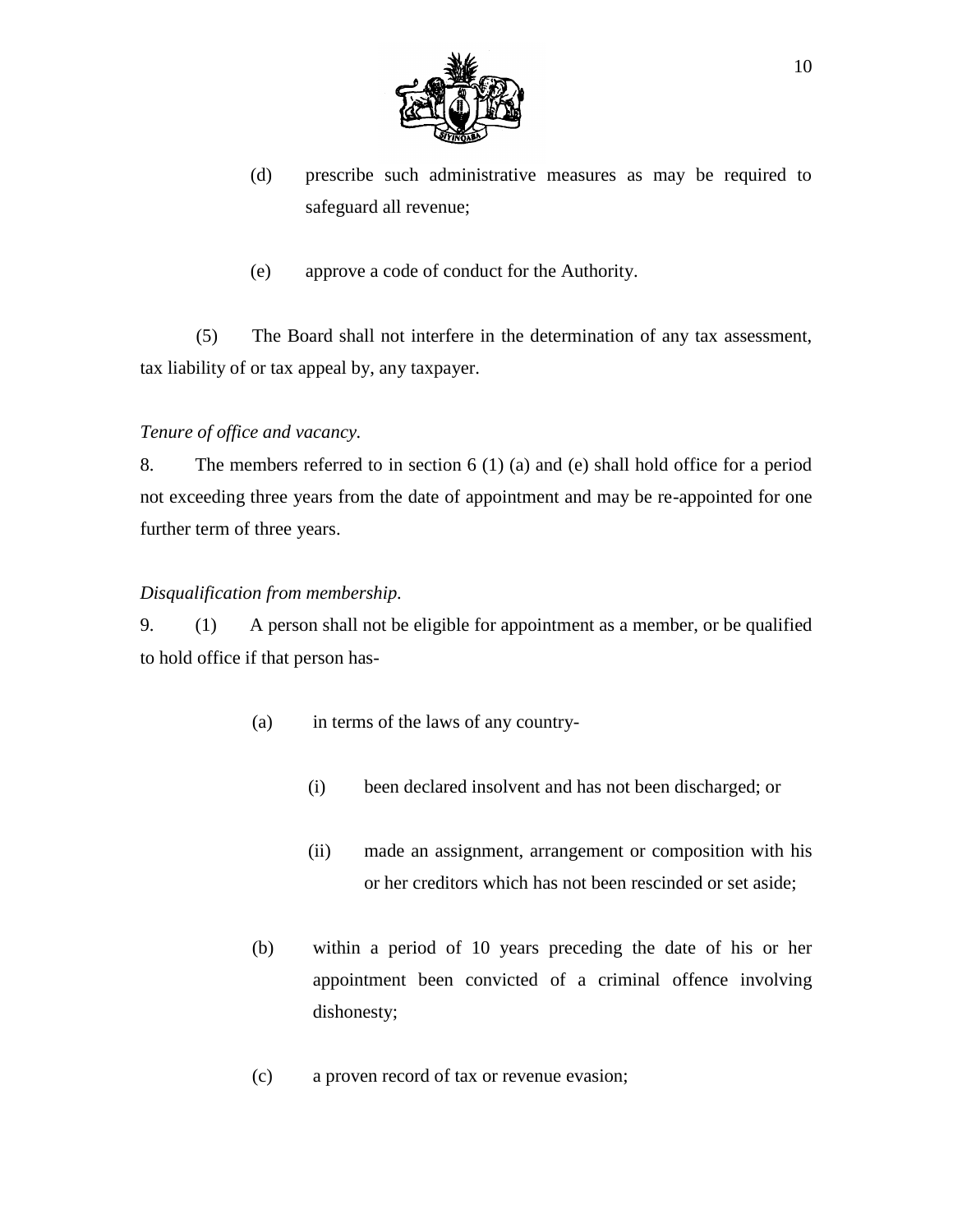(d) prescribe such administrative measures as may be required to safeguard all revenue;

(e) approve a code of conduct for the Authority.

(5) The Board shall not interfere in the determination of any tax assessment, tax liability of or tax appeal by, any taxpayer.

*Tenure of office and vacancy.*

8. The members referred to in section 6 (1) (a) and (e) shall hold office for a period not exceeding three years from the date of appointment and may be re-appointed for one further term of three years.

*Disqualification from membership.*

9. (1) A person shall not be eligible for appointment as a member, or be qualified to hold office if that person has-

(a) in terms of the laws of any country-

(i) been declared insolvent and has not been discharged; or

(ii) made an assignment, arrangement or composition with his or her creditors which has not been rescinded or set aside;

(b) within a period of 10 years preceding the date of his or her appointment been convicted of a criminal offence involving dishonesty;

(c) a proven record of tax or revenue evasion;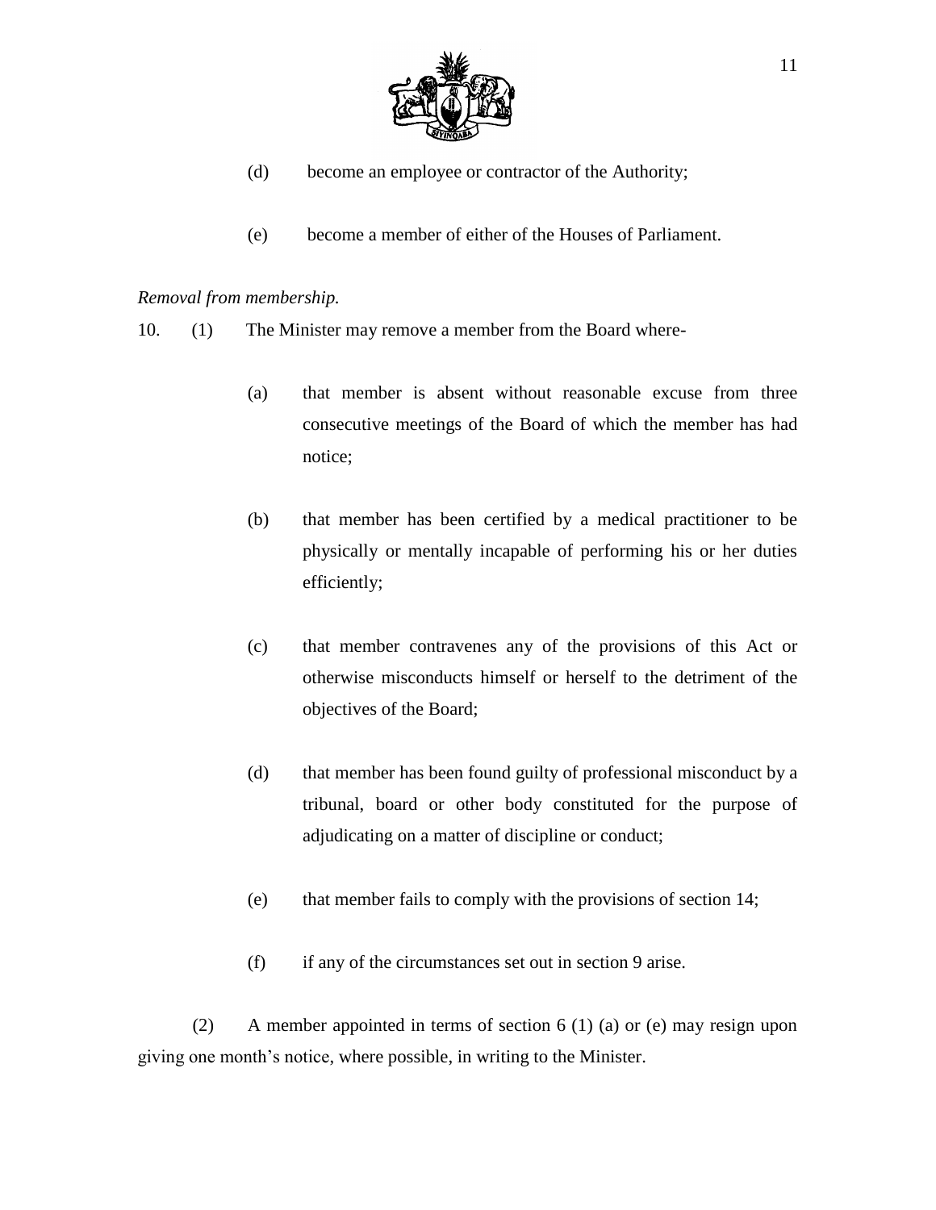(d) become an employee or contractor of the Authority;

(e) become a member of either of the Houses of Parliament.

*Removal from membership.*

10. (1) The Minister may remove a member from the Board where-

(a) that member is absent without reasonable excuse from three consecutive meetings of the Board of which the member has had notice;

(b) that member has been certified by a medical practitioner to be physically or mentally incapable of performing his or her duties efficiently;

(c) that member contravenes any of the provisions of this Act or otherwise misconducts himself or herself to the detriment of the objectives of the Board;

(d) that member has been found guilty of professional misconduct by a tribunal, board or other body constituted for the purpose of adjudicating on a matter of discipline or conduct;

(e) that member fails to comply with the provisions of section 14;

(f) if any of the circumstances set out in section 9 arise.

(2) A member appointed in terms of section 6 (1) (a) or (e) may resign upon giving one month's notice, where possible, in writing to the Minister.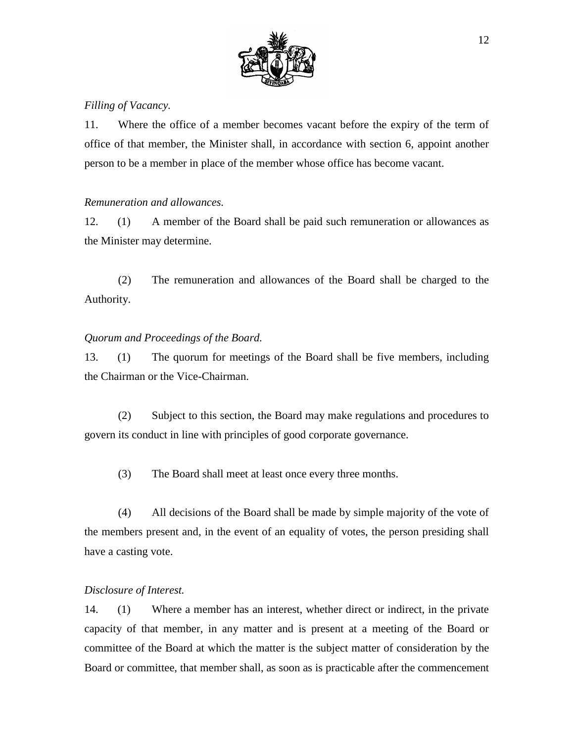*Filling of Vacancy.*

11. Where the office of a member becomes vacant before the expiry of the term of office of that member, the Minister shall, in accordance with section 6, appoint another person to be a member in place of the member whose office has become vacant.

*Remuneration and allowances.*

12. (1) A member of the Board shall be paid such remuneration or allowances as the Minister may determine.

(2) The remuneration and allowances of the Board shall be charged to the Authority.

*Quorum and Proceedings of the Board.*

13. (1) The quorum for meetings of the Board shall be five members, including the Chairman or the Vice-Chairman.

(2) Subject to this section, the Board may make regulations and procedures to govern its conduct in line with principles of good corporate governance.

(3) The Board shall meet at least once every three months.

(4) All decisions of the Board shall be made by simple majority of the vote of the members present and, in the event of an equality of votes, the person presiding shall have a casting vote.

*Disclosure of Interest.*

14. (1) Where a member has an interest, whether direct or indirect, in the private capacity of that member, in any matter and is present at a meeting of the Board or committee of the Board at which the matter is the subject matter of consideration by the Board or committee, that member shall, as soon as is practicable after the commencement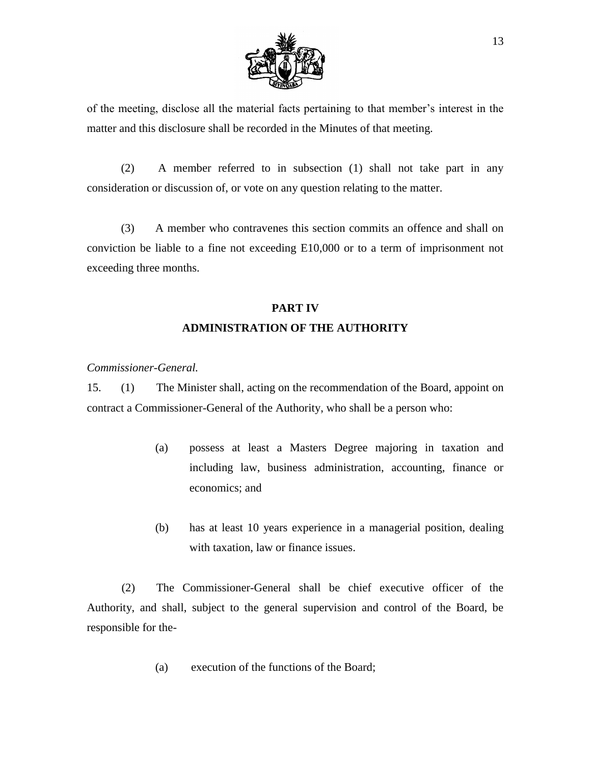of the meeting, disclose all the material facts pertaining to that member's interest in the matter and this disclosure shall be recorded in the Minutes of that meeting.

(2) A member referred to in subsection (1) shall not take part in any consideration or discussion of, or vote on any question relating to the matter.

(3) A member who contravenes this section commits an offence and shall on conviction be liable to a fine not exceeding E10,000 or to a term of imprisonment not exceeding three months.

## PART IV
## ADMINISTRATION OF THE AUTHORITY

*Commissioner-General.*

15. (1) The Minister shall, acting on the recommendation of the Board, appoint on contract a Commissioner-General of the Authority, who shall be a person who:

(a) possess at least a Masters Degree majoring in taxation and including law, business administration, accounting, finance or economics; and

(b) has at least 10 years experience in a managerial position, dealing with taxation, law or finance issues.

(2) The Commissioner-General shall be chief executive officer of the Authority, and shall, subject to the general supervision and control of the Board, be responsible for the-

(a) execution of the functions of the Board;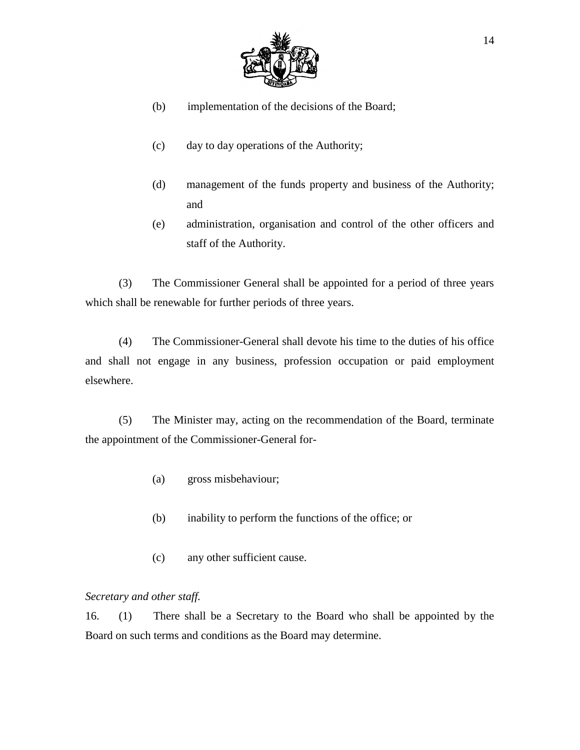(b) implementation of the decisions of the Board;

(c) day to day operations of the Authority;

(d) management of the funds property and business of the Authority; and

(e) administration, organisation and control of the other officers and staff of the Authority.

(3) The Commissioner General shall be appointed for a period of three years which shall be renewable for further periods of three years.

(4) The Commissioner-General shall devote his time to the duties of his office and shall not engage in any business, profession occupation or paid employment elsewhere.

(5) The Minister may, acting on the recommendation of the Board, terminate the appointment of the Commissioner-General for-

(a) gross misbehaviour;

(b) inability to perform the functions of the office; or

(c) any other sufficient cause.

*Secretary and other staff.*

16. (1) There shall be a Secretary to the Board who shall be appointed by the Board on such terms and conditions as the Board may determine.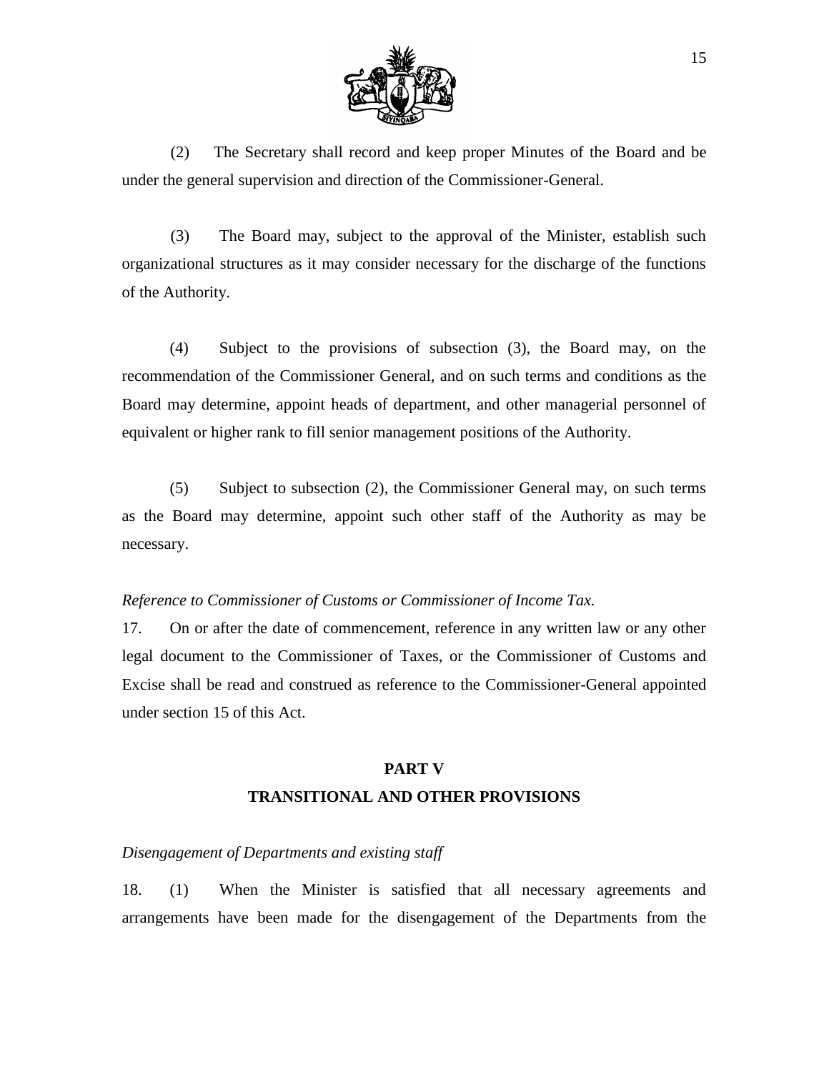(2) The Secretary shall record and keep proper Minutes of the Board and be under the general supervision and direction of the Commissioner-General.

(3) The Board may, subject to the approval of the Minister, establish such organizational structures as it may consider necessary for the discharge of the functions of the Authority.

(4) Subject to the provisions of subsection (3), the Board may, on the recommendation of the Commissioner General, and on such terms and conditions as the Board may determine, appoint heads of department, and other managerial personnel of equivalent or higher rank to fill senior management positions of the Authority.

(5) Subject to subsection (2), the Commissioner General may, on such terms as the Board may determine, appoint such other staff of the Authority as may be necessary.

*Reference to Commissioner of Customs or Commissioner of Income Tax.*

17. On or after the date of commencement, reference in any written law or any other legal document to the Commissioner of Taxes, or the Commissioner of Customs and Excise shall be read and construed as reference to the Commissioner-General appointed under section 15 of this Act.

## PART V

## TRANSITIONAL AND OTHER PROVISIONS

*Disengagement of Departments and existing staff*

18. (1) When the Minister is satisfied that all necessary agreements and arrangements have been made for the disengagement of the Departments from the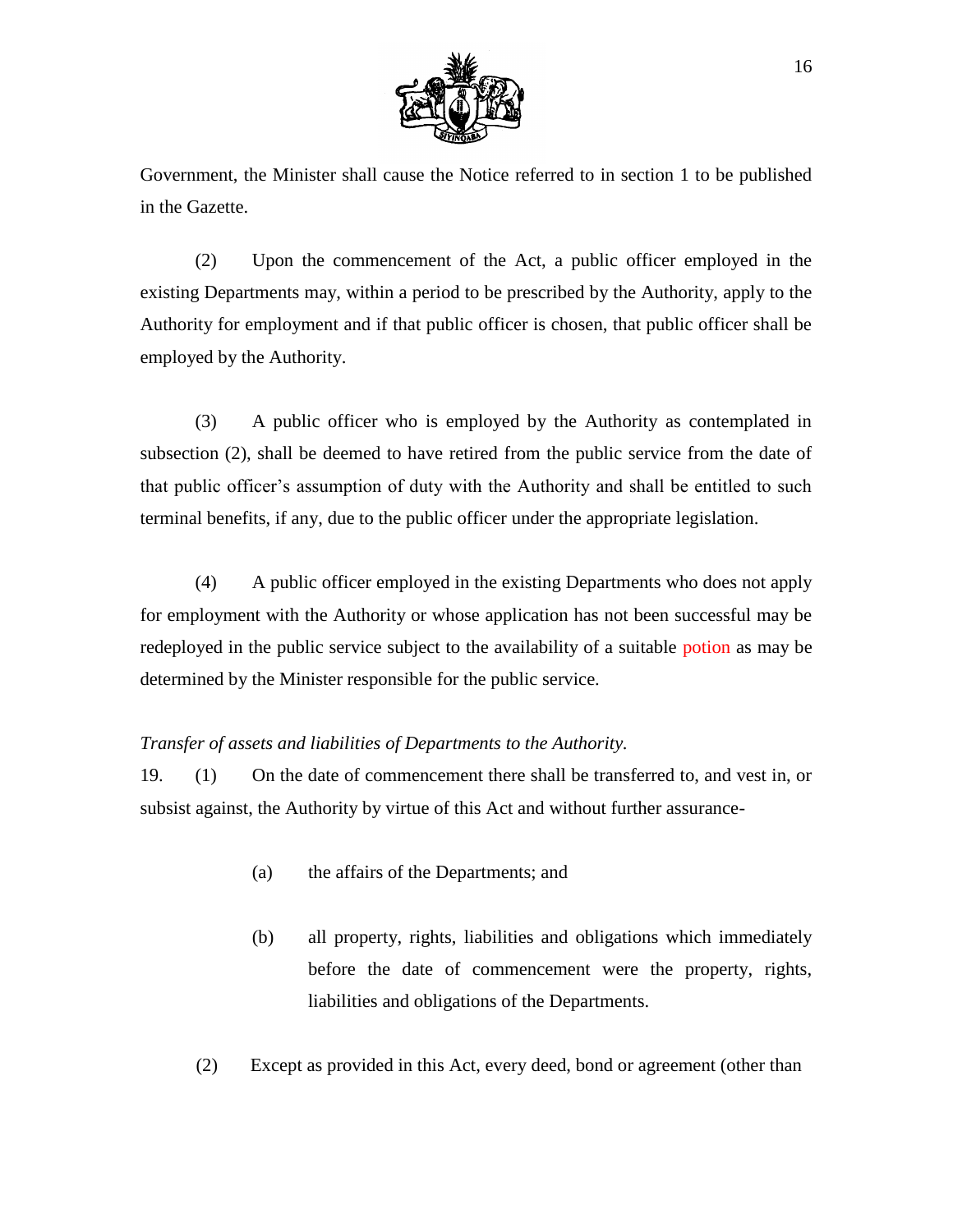Government, the Minister shall cause the Notice referred to in section 1 to be published in the Gazette.

(2) Upon the commencement of the Act, a public officer employed in the existing Departments may, within a period to be prescribed by the Authority, apply to the Authority for employment and if that public officer is chosen, that public officer shall be employed by the Authority.

(3) A public officer who is employed by the Authority as contemplated in subsection (2), shall be deemed to have retired from the public service from the date of that public officer's assumption of duty with the Authority and shall be entitled to such terminal benefits, if any, due to the public officer under the appropriate legislation.

(4) A public officer employed in the existing Departments who does not apply for employment with the Authority or whose application has not been successful may be redeployed in the public service subject to the availability of a suitable potion as may be determined by the Minister responsible for the public service.

*Transfer of assets and liabilities of Departments to the Authority.*

19. (1) On the date of commencement there shall be transferred to, and vest in, or subsist against, the Authority by virtue of this Act and without further assurance-

(a) the affairs of the Departments; and

(b) all property, rights, liabilities and obligations which immediately before the date of commencement were the property, rights, liabilities and obligations of the Departments.

(2) Except as provided in this Act, every deed, bond or agreement (other than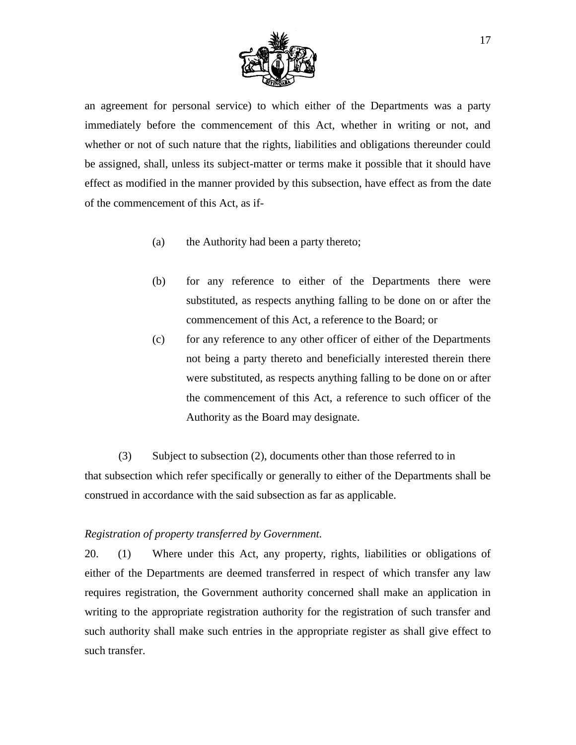an agreement for personal service) to which either of the Departments was a party immediately before the commencement of this Act, whether in writing or not, and whether or not of such nature that the rights, liabilities and obligations thereunder could be assigned, shall, unless its subject-matter or terms make it possible that it should have effect as modified in the manner provided by this subsection, have effect as from the date of the commencement of this Act, as if-

(a) the Authority had been a party thereto;

(b) for any reference to either of the Departments there were substituted, as respects anything falling to be done on or after the commencement of this Act, a reference to the Board; or

(c) for any reference to any other officer of either of the Departments not being a party thereto and beneficially interested therein there were substituted, as respects anything falling to be done on or after the commencement of this Act, a reference to such officer of the Authority as the Board may designate.

(3) Subject to subsection (2), documents other than those referred to in that subsection which refer specifically or generally to either of the Departments shall be construed in accordance with the said subsection as far as applicable.

*Registration of property transferred by Government.*

20. (1) Where under this Act, any property, rights, liabilities or obligations of either of the Departments are deemed transferred in respect of which transfer any law requires registration, the Government authority concerned shall make an application in writing to the appropriate registration authority for the registration of such transfer and such authority shall make such entries in the appropriate register as shall give effect to such transfer.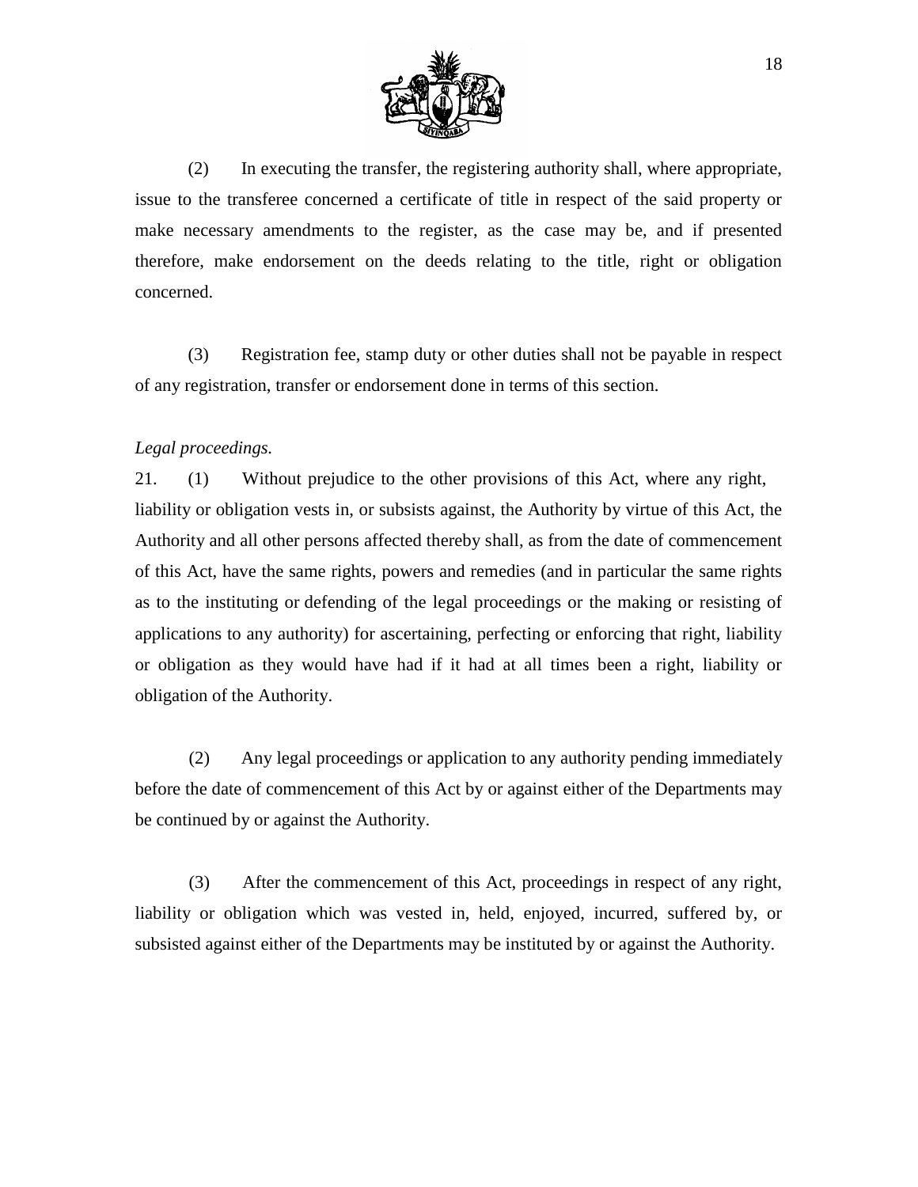(2) In executing the transfer, the registering authority shall, where appropriate, issue to the transferee concerned a certificate of title in respect of the said property or make necessary amendments to the register, as the case may be, and if presented therefore, make endorsement on the deeds relating to the title, right or obligation concerned.

(3) Registration fee, stamp duty or other duties shall not be payable in respect of any registration, transfer or endorsement done in terms of this section.

*Legal proceedings.*

21. (1) Without prejudice to the other provisions of this Act, where any right, liability or obligation vests in, or subsists against, the Authority by virtue of this Act, the Authority and all other persons affected thereby shall, as from the date of commencement of this Act, have the same rights, powers and remedies (and in particular the same rights as to the instituting or defending of the legal proceedings or the making or resisting of applications to any authority) for ascertaining, perfecting or enforcing that right, liability or obligation as they would have had if it had at all times been a right, liability or obligation of the Authority.

(2) Any legal proceedings or application to any authority pending immediately before the date of commencement of this Act by or against either of the Departments may be continued by or against the Authority.

(3) After the commencement of this Act, proceedings in respect of any right, liability or obligation which was vested in, held, enjoyed, incurred, suffered by, or subsisted against either of the Departments may be instituted by or against the Authority.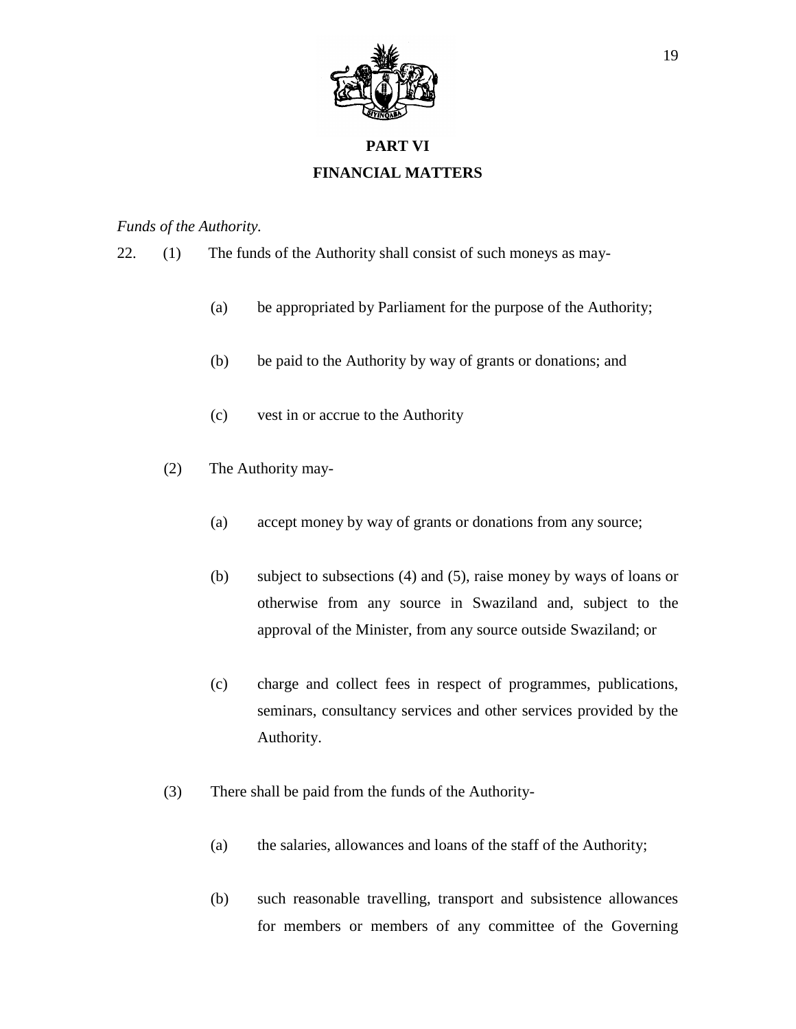# PART VI

## FINANCIAL MATTERS

*Funds of the Authority.*

22. (1) The funds of the Authority shall consist of such moneys as may-

   (a) be appropriated by Parliament for the purpose of the Authority;

   (b) be paid to the Authority by way of grants or donations; and

   (c) vest in or accrue to the Authority

(2) The Authority may-

   (a) accept money by way of grants or donations from any source;

   (b) subject to subsections (4) and (5), raise money by ways of loans or otherwise from any source in Swaziland and, subject to the approval of the Minister, from any source outside Swaziland; or

   (c) charge and collect fees in respect of programmes, publications, seminars, consultancy services and other services provided by the Authority.

(3) There shall be paid from the funds of the Authority-

   (a) the salaries, allowances and loans of the staff of the Authority;

   (b) such reasonable travelling, transport and subsistence allowances for members or members of any committee of the Governing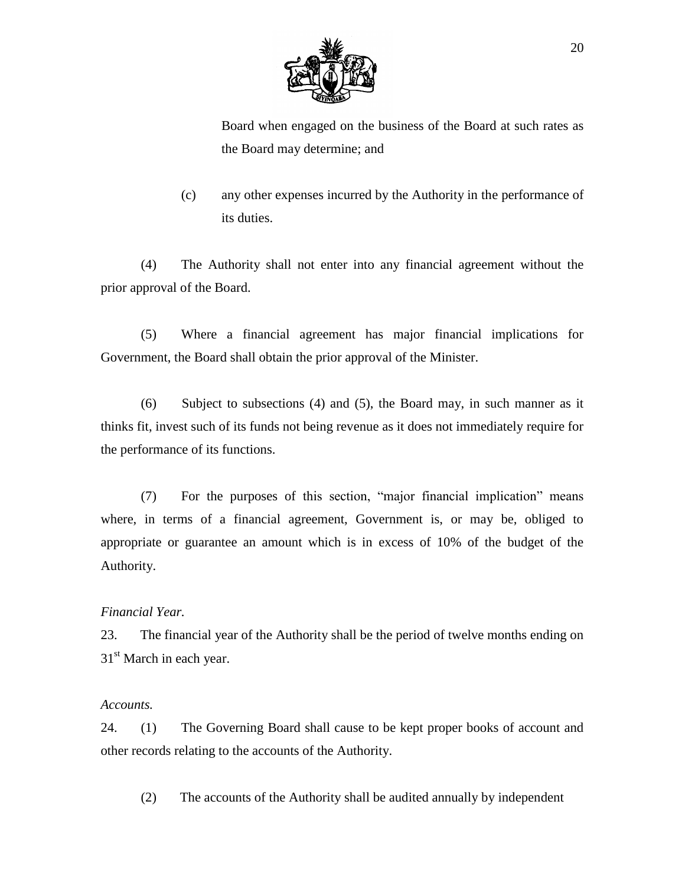Board when engaged on the business of the Board at such rates as the Board may determine; and

(c) any other expenses incurred by the Authority in the performance of its duties.

(4) The Authority shall not enter into any financial agreement without the prior approval of the Board.

(5) Where a financial agreement has major financial implications for Government, the Board shall obtain the prior approval of the Minister.

(6) Subject to subsections (4) and (5), the Board may, in such manner as it thinks fit, invest such of its funds not being revenue as it does not immediately require for the performance of its functions.

(7) For the purposes of this section, "major financial implication" means where, in terms of a financial agreement, Government is, or may be, obliged to appropriate or guarantee an amount which is in excess of 10% of the budget of the Authority.

*Financial Year.*

23. The financial year of the Authority shall be the period of twelve months ending on 31st March in each year.

*Accounts.*

24. (1) The Governing Board shall cause to be kept proper books of account and other records relating to the accounts of the Authority.

(2) The accounts of the Authority shall be audited annually by independent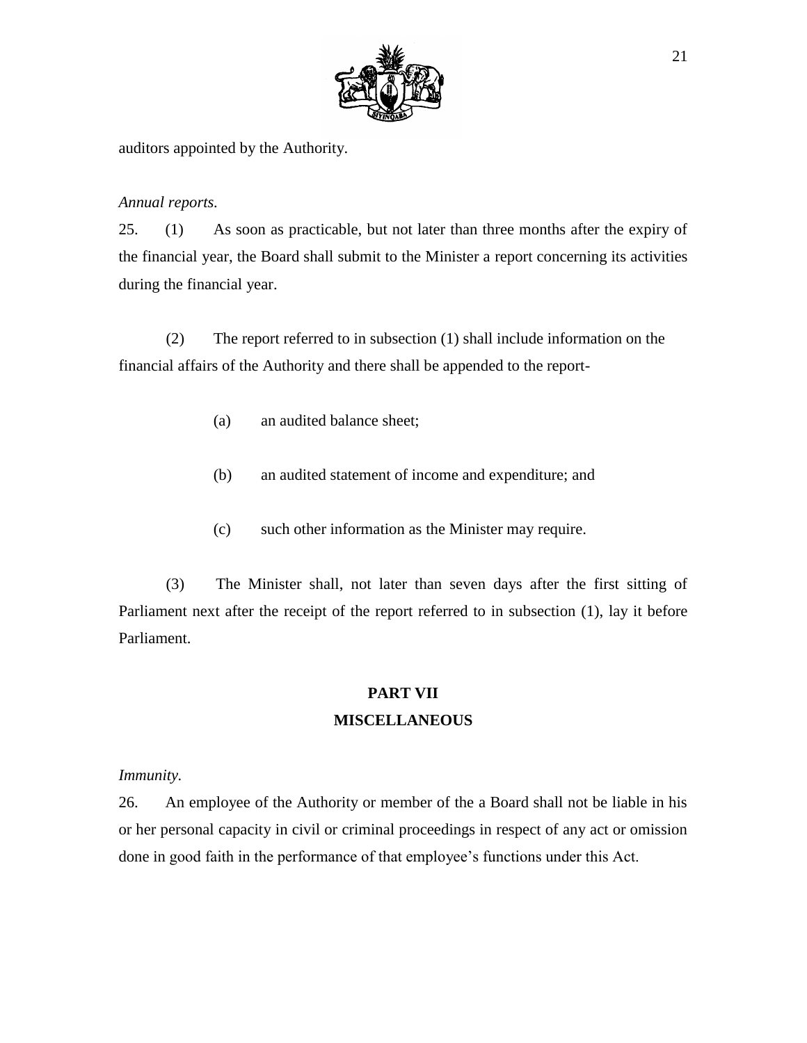auditors appointed by the Authority.

*Annual reports.*

25. (1) As soon as practicable, but not later than three months after the expiry of the financial year, the Board shall submit to the Minister a report concerning its activities during the financial year.

(2) The report referred to in subsection (1) shall include information on the financial affairs of the Authority and there shall be appended to the report-

(a) an audited balance sheet;

(b) an audited statement of income and expenditure; and

(c) such other information as the Minister may require.

(3) The Minister shall, not later than seven days after the first sitting of Parliament next after the receipt of the report referred to in subsection (1), lay it before Parliament.

## PART VII
## MISCELLANEOUS

*Immunity.*

26. An employee of the Authority or member of the a Board shall not be liable in his or her personal capacity in civil or criminal proceedings in respect of any act or omission done in good faith in the performance of that employee's functions under this Act.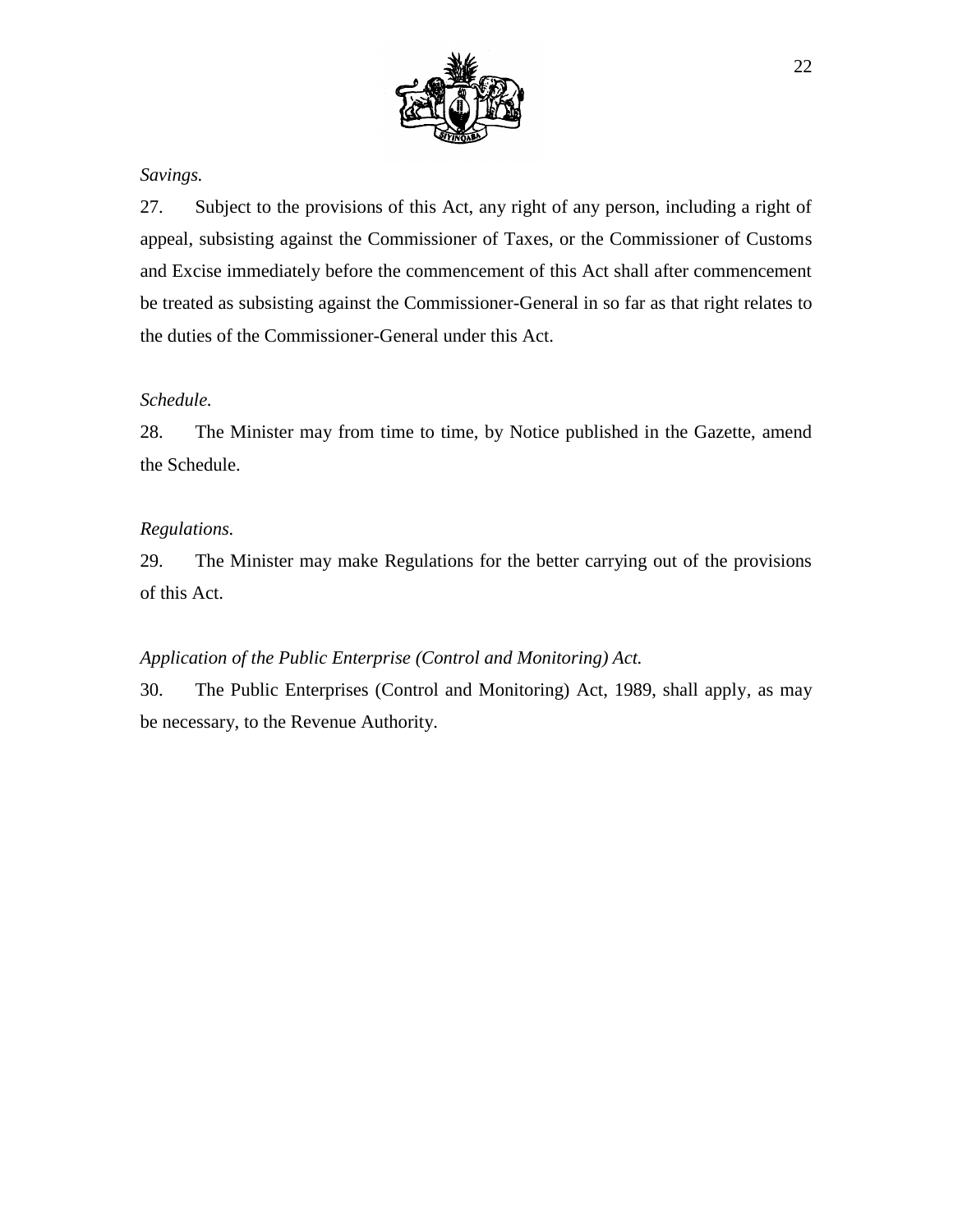*Savings.*

27. Subject to the provisions of this Act, any right of any person, including a right of appeal, subsisting against the Commissioner of Taxes, or the Commissioner of Customs and Excise immediately before the commencement of this Act shall after commencement be treated as subsisting against the Commissioner-General in so far as that right relates to the duties of the Commissioner-General under this Act.

*Schedule.*

28. The Minister may from time to time, by Notice published in the Gazette, amend the Schedule.

*Regulations.*

29. The Minister may make Regulations for the better carrying out of the provisions of this Act.

*Application of the Public Enterprise (Control and Monitoring) Act.*

30. The Public Enterprises (Control and Monitoring) Act, 1989, shall apply, as may be necessary, to the Revenue Authority.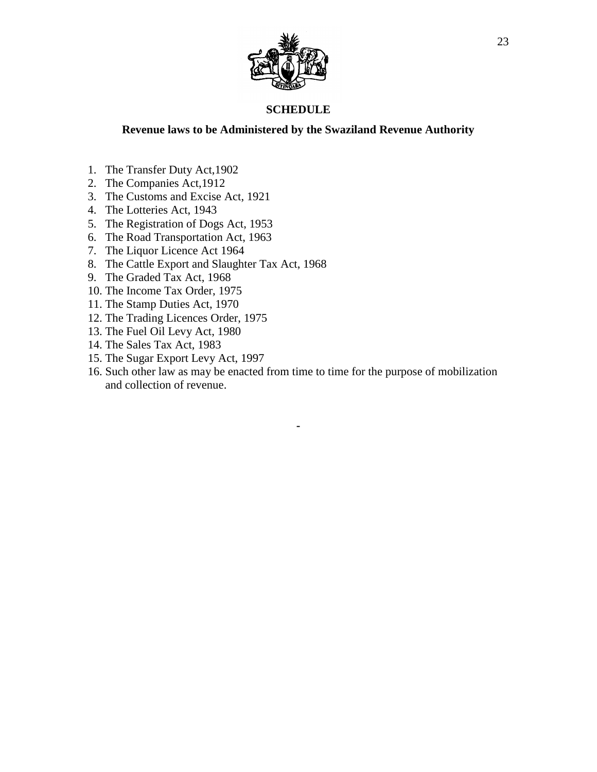## SCHEDULE

### Revenue laws to be Administered by the Swaziland Revenue Authority

1. The Transfer Duty Act,1902
2. The Companies Act,1912
3. The Customs and Excise Act, 1921
4. The Lotteries Act, 1943
5. The Registration of Dogs Act, 1953
6. The Road Transportation Act, 1963
7. The Liquor Licence Act 1964
8. The Cattle Export and Slaughter Tax Act, 1968
9. The Graded Tax Act, 1968
10. The Income Tax Order, 1975
11. The Stamp Duties Act, 1970
12. The Trading Licences Order, 1975
13. The Fuel Oil Levy Act, 1980
14. The Sales Tax Act, 1983
15. The Sugar Export Levy Act, 1997
16. Such other law as may be enacted from time to time for the purpose of mobilization and collection of revenue.

-